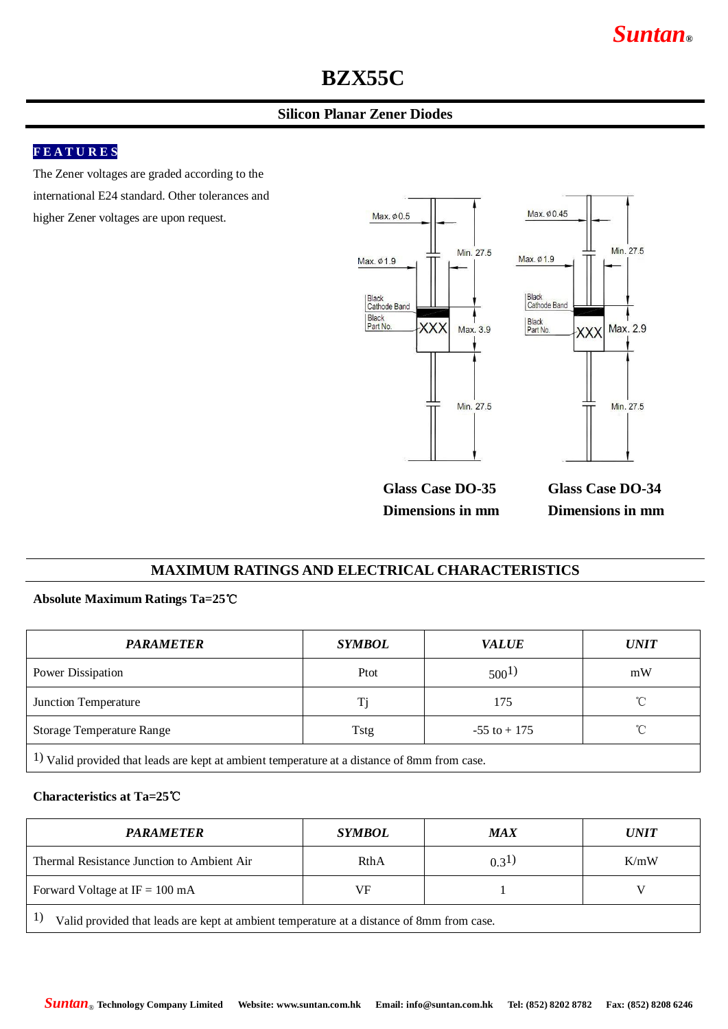# BZX55C

## Silicon Planar Zener Diodes

**FEATURES**

The Zener voltages are graded according to the international E24 standard. Other tolerances and higher Zener voltages are upon request.

**Glass Case DO-35**
**Dimensions in mm**

**Glass Case DO-34**
**Dimensions in mm**

## MAXIMUM RATINGS AND ELECTRICAL CHARACTERISTICS

**Absolute Maximum Ratings Ta=25℃**

| *PARAMETER* | *SYMBOL* | *VALUE* | *UNIT* |
|---|---|---|---|
| Power Dissipation | Ptot | 500[1)] | mW |
| Junction Temperature | Tj | 175 | ℃ |
| Storage Temperature Range | Tstg | -55 to + 175 | ℃ |
| 1) Valid provided that leads are kept at ambient temperature at a distance of 8mm from case. | | | |

**Characteristics at Ta=25℃**

| *PARAMETER* | *SYMBOL* | *MAX* | *UNIT* |
|---|---|---|---|
| Thermal Resistance Junction to Ambient Air | RthA | 0.3[1)] | K/mW |
| Forward Voltage at IF = 100 mA | VF | 1 | V |
| 1) Valid provided that leads are kept at ambient temperature at a distance of 8mm from case. | | | |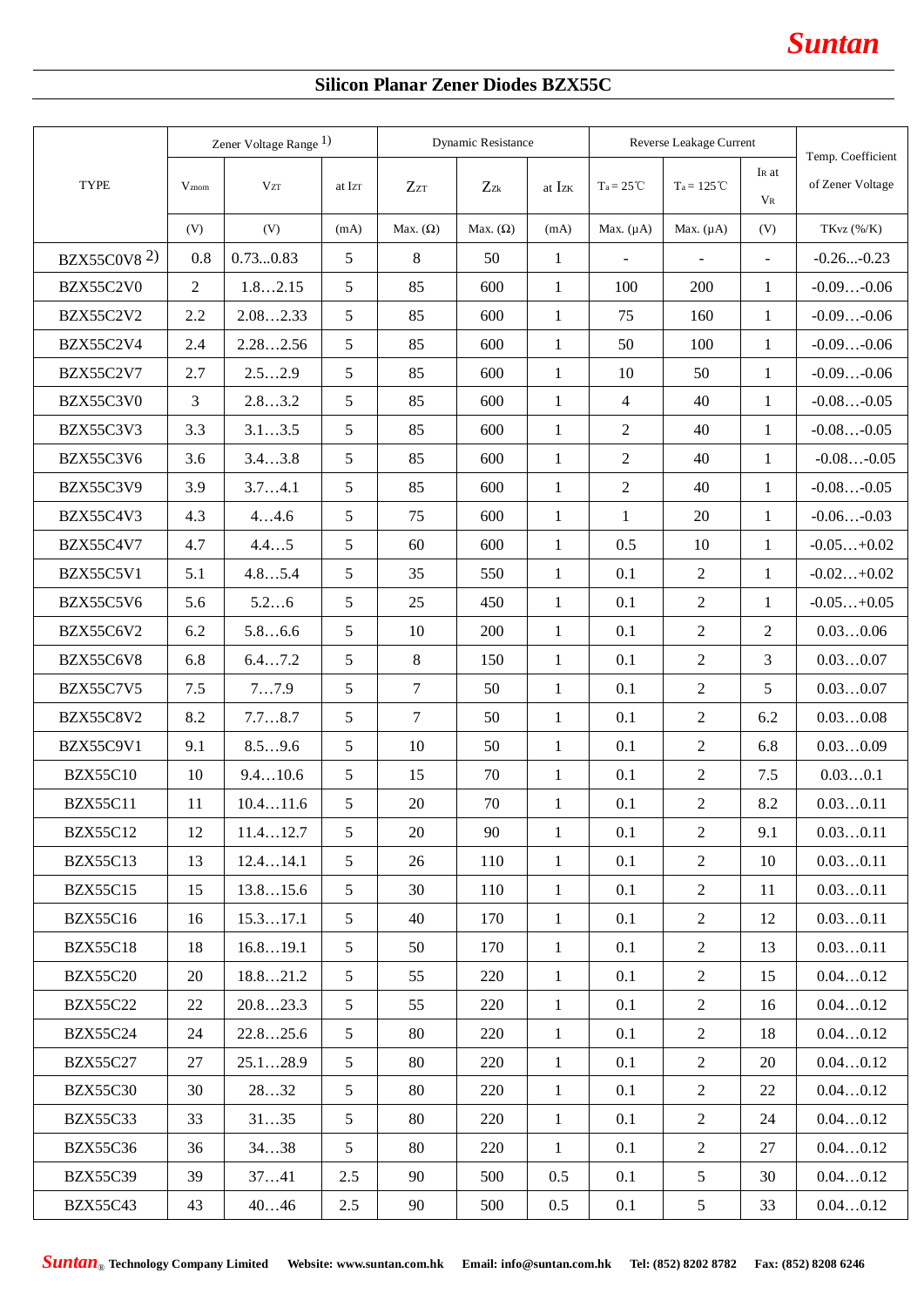## Silicon Planar Zener Diodes BZX55C

| TYPE | Zener Voltage Range [1] | | | Dynamic Resistance | | | Reverse Leakage Current | | | Temp. Coefficient of Zener Voltage |
|---|---|---|---|---|---|---|---|---|---|---|
| | $V_{znom}$ | $V_{ZT}$ | at $I_{ZT}$ | $Z_{ZT}$ | $Z_{Zk}$ | at $I_{ZK}$ | $T_a = 25℃$ | $T_a = 125℃$ | $I_R$ at $V_R$ | |
| | (V) | (V) | (mA) | Max. (Ω) | Max. (Ω) | (mA) | Max. (μA) | Max. (μA) | (V) | TKvz (%/K) |
| BZX55C0V8 [2] | 0.8 | 0.73…0.83 | 5 | 8 | 50 | 1 | - | - | - | -0.26...-0.23 |
| BZX55C2V0 | 2 | 1.8…2.15 | 5 | 85 | 600 | 1 | 100 | 200 | 1 | -0.09…-0.06 |
| BZX55C2V2 | 2.2 | 2.08…2.33 | 5 | 85 | 600 | 1 | 75 | 160 | 1 | -0.09…-0.06 |
| BZX55C2V4 | 2.4 | 2.28…2.56 | 5 | 85 | 600 | 1 | 50 | 100 | 1 | -0.09…-0.06 |
| BZX55C2V7 | 2.7 | 2.5…2.9 | 5 | 85 | 600 | 1 | 10 | 50 | 1 | -0.09…-0.06 |
| BZX55C3V0 | 3 | 2.8…3.2 | 5 | 85 | 600 | 1 | 4 | 40 | 1 | -0.08…-0.05 |
| BZX55C3V3 | 3.3 | 3.1…3.5 | 5 | 85 | 600 | 1 | 2 | 40 | 1 | -0.08…-0.05 |
| BZX55C3V6 | 3.6 | 3.4…3.8 | 5 | 85 | 600 | 1 | 2 | 40 | 1 | -0.08…-0.05 |
| BZX55C3V9 | 3.9 | 3.7…4.1 | 5 | 85 | 600 | 1 | 2 | 40 | 1 | -0.08…-0.05 |
| BZX55C4V3 | 4.3 | 4…4.6 | 5 | 75 | 600 | 1 | 1 | 20 | 1 | -0.06…-0.03 |
| BZX55C4V7 | 4.7 | 4.4…5 | 5 | 60 | 600 | 1 | 0.5 | 10 | 1 | -0.05…+0.02 |
| BZX55C5V1 | 5.1 | 4.8…5.4 | 5 | 35 | 550 | 1 | 0.1 | 2 | 1 | -0.02…+0.02 |
| BZX55C5V6 | 5.6 | 5.2…6 | 5 | 25 | 450 | 1 | 0.1 | 2 | 1 | -0.05…+0.05 |
| BZX55C6V2 | 6.2 | 5.8…6.6 | 5 | 10 | 200 | 1 | 0.1 | 2 | 2 | 0.03…0.06 |
| BZX55C6V8 | 6.8 | 6.4…7.2 | 5 | 8 | 150 | 1 | 0.1 | 2 | 3 | 0.03…0.07 |
| BZX55C7V5 | 7.5 | 7…7.9 | 5 | 7 | 50 | 1 | 0.1 | 2 | 5 | 0.03…0.07 |
| BZX55C8V2 | 8.2 | 7.7…8.7 | 5 | 7 | 50 | 1 | 0.1 | 2 | 6.2 | 0.03…0.08 |
| BZX55C9V1 | 9.1 | 8.5…9.6 | 5 | 10 | 50 | 1 | 0.1 | 2 | 6.8 | 0.03…0.09 |
| BZX55C10 | 10 | 9.4…10.6 | 5 | 15 | 70 | 1 | 0.1 | 2 | 7.5 | 0.03…0.1 |
| BZX55C11 | 11 | 10.4…11.6 | 5 | 20 | 70 | 1 | 0.1 | 2 | 8.2 | 0.03…0.11 |
| BZX55C12 | 12 | 11.4…12.7 | 5 | 20 | 90 | 1 | 0.1 | 2 | 9.1 | 0.03…0.11 |
| BZX55C13 | 13 | 12.4…14.1 | 5 | 26 | 110 | 1 | 0.1 | 2 | 10 | 0.03…0.11 |
| BZX55C15 | 15 | 13.8…15.6 | 5 | 30 | 110 | 1 | 0.1 | 2 | 11 | 0.03…0.11 |
| BZX55C16 | 16 | 15.3…17.1 | 5 | 40 | 170 | 1 | 0.1 | 2 | 12 | 0.03…0.11 |
| BZX55C18 | 18 | 16.8…19.1 | 5 | 50 | 170 | 1 | 0.1 | 2 | 13 | 0.03…0.11 |
| BZX55C20 | 20 | 18.8…21.2 | 5 | 55 | 220 | 1 | 0.1 | 2 | 15 | 0.04…0.12 |
| BZX55C22 | 22 | 20.8…23.3 | 5 | 55 | 220 | 1 | 0.1 | 2 | 16 | 0.04…0.12 |
| BZX55C24 | 24 | 22.8…25.6 | 5 | 80 | 220 | 1 | 0.1 | 2 | 18 | 0.04…0.12 |
| BZX55C27 | 27 | 25.1…28.9 | 5 | 80 | 220 | 1 | 0.1 | 2 | 20 | 0.04…0.12 |
| BZX55C30 | 30 | 28…32 | 5 | 80 | 220 | 1 | 0.1 | 2 | 22 | 0.04…0.12 |
| BZX55C33 | 33 | 31…35 | 5 | 80 | 220 | 1 | 0.1 | 2 | 24 | 0.04…0.12 |
| BZX55C36 | 36 | 34…38 | 5 | 80 | 220 | 1 | 0.1 | 2 | 27 | 0.04…0.12 |
| BZX55C39 | 39 | 37…41 | 2.5 | 90 | 500 | 0.5 | 0.1 | 5 | 30 | 0.04…0.12 |
| BZX55C43 | 43 | 40…46 | 2.5 | 90 | 500 | 0.5 | 0.1 | 5 | 33 | 0.04…0.12 |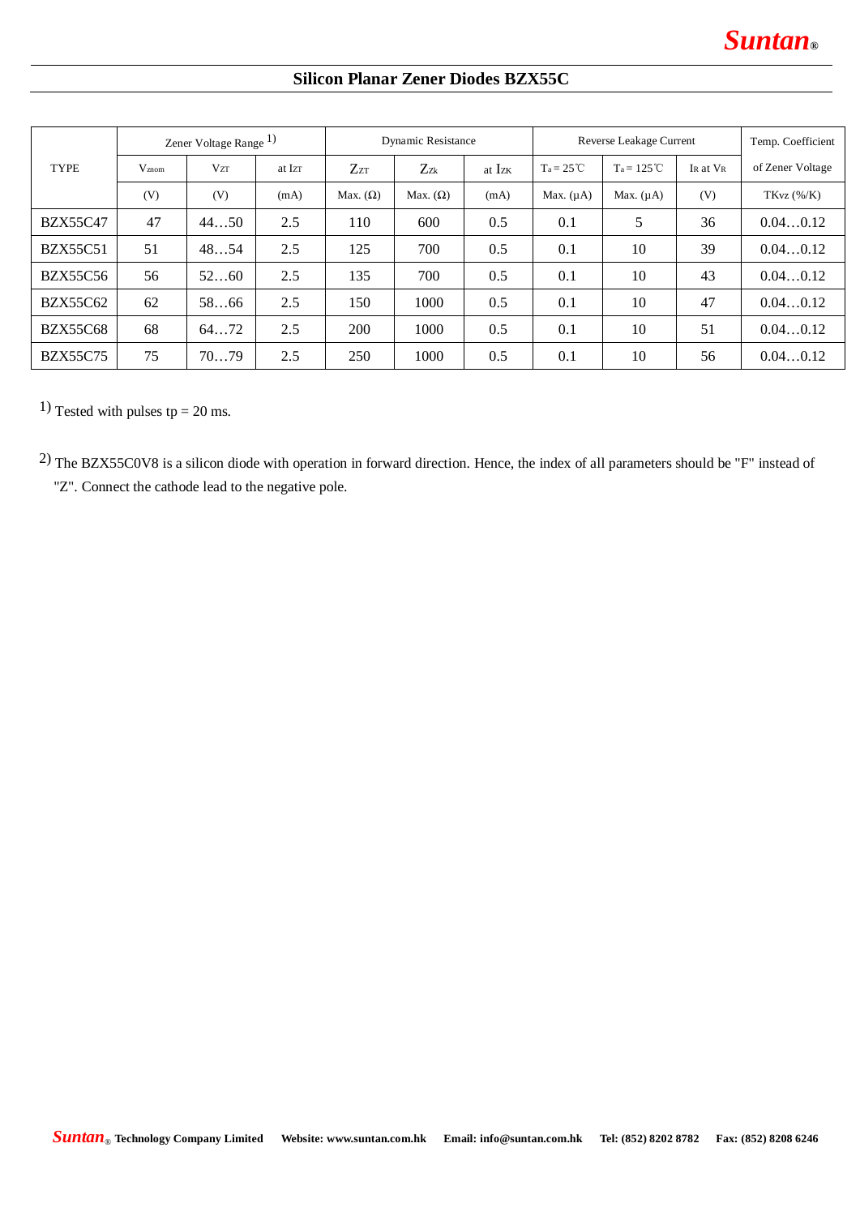## Silicon Planar Zener Diodes BZX55C

| TYPE | Zener Voltage Range 1) | | | Dynamic Resistance | | | Reverse Leakage Current | | | Temp. Coefficient of Zener Voltage |
|---|---|---|---|---|---|---|---|---|---|---|
| | $V_{znom}$ | $V_{ZT}$ | at $I_{ZT}$ | $Z_{ZT}$ | $Z_{Zk}$ | at $I_{ZK}$ | $T_a = 25℃$ | $T_a = 125℃$ | $I_R$ at $V_R$ | |
| | (V) | (V) | (mA) | Max. (Ω) | Max. (Ω) | (mA) | Max. (μA) | Max. (μA) | (V) | $TK_{VZ}$ (%/K) |
| BZX55C47 | 47 | 44…50 | 2.5 | 110 | 600 | 0.5 | 0.1 | 5 | 36 | 0.04…0.12 |
| BZX55C51 | 51 | 48…54 | 2.5 | 125 | 700 | 0.5 | 0.1 | 10 | 39 | 0.04…0.12 |
| BZX55C56 | 56 | 52…60 | 2.5 | 135 | 700 | 0.5 | 0.1 | 10 | 43 | 0.04…0.12 |
| BZX55C62 | 62 | 58…66 | 2.5 | 150 | 1000 | 0.5 | 0.1 | 10 | 47 | 0.04…0.12 |
| BZX55C68 | 68 | 64…72 | 2.5 | 200 | 1000 | 0.5 | 0.1 | 10 | 51 | 0.04…0.12 |
| BZX55C75 | 75 | 70…79 | 2.5 | 250 | 1000 | 0.5 | 0.1 | 10 | 56 | 0.04…0.12 |

1) Tested with pulses tp = 20 ms.

2) The BZX55C0V8 is a silicon diode with operation in forward direction. Hence, the index of all parameters should be "F" instead of "Z". Connect the cathode lead to the negative pole.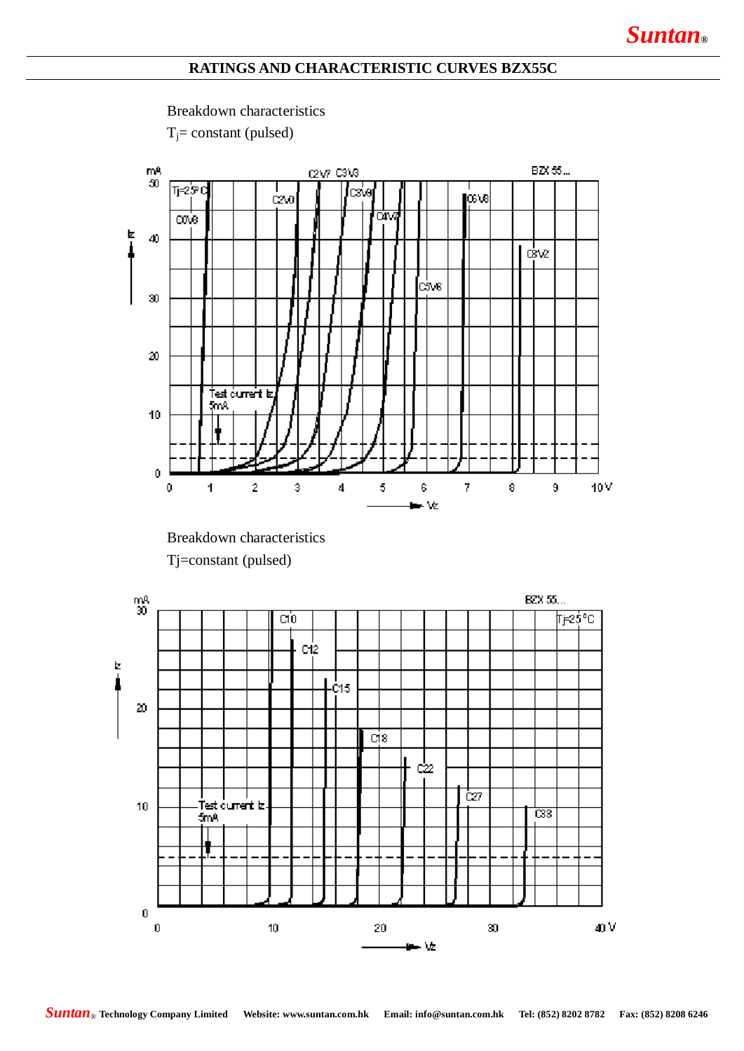## RATINGS AND CHARACTERISTIC CURVES BZX55C

Breakdown characteristics

$T_j$= constant (pulsed)

mA
50
40
30
20
10
0
Iz
Tj=25°C
C0V8
C2V0
C2V7 C3V3
C3V9
C4V7
C5V6
C6V8
C8V2
BZX 55...
Test current Iz
5mA
0
1
2
3
4
5
6
7
8
9
10 V
Vz

Breakdown characteristics

Tj=constant (pulsed)

mA
30
20
10
0
Iz
BZX 55...
Tj=25°C
C10
C12
C15
C18
C22
C27
C33
Test current Iz
5mA
0
10
20
30
40 V
Vz